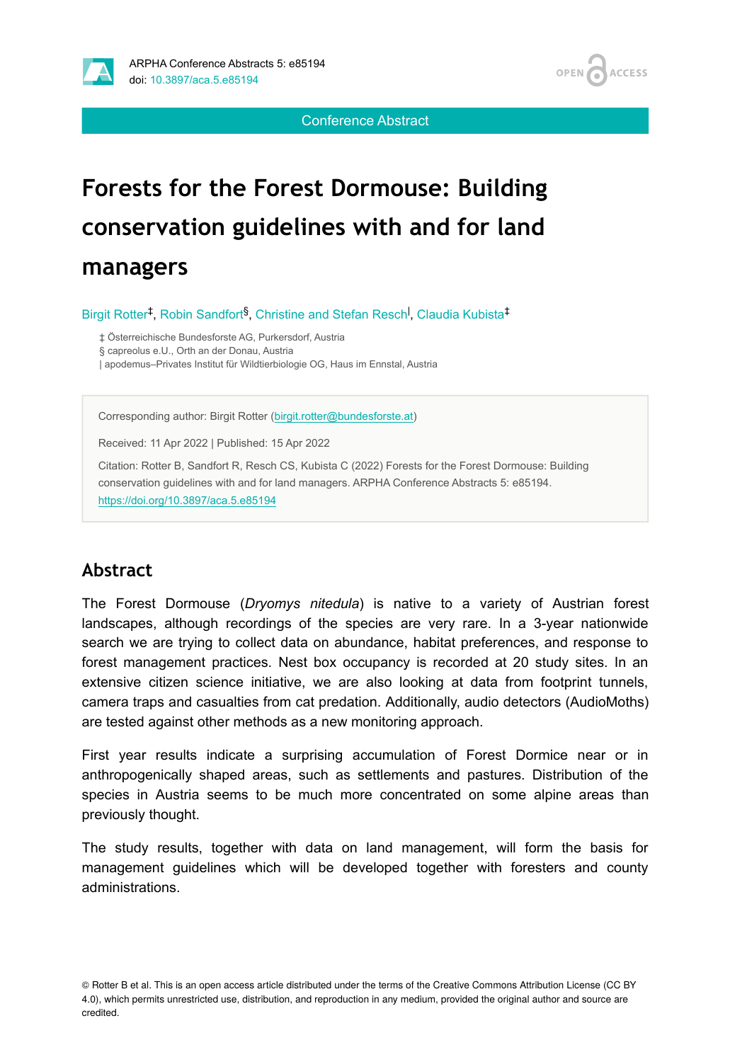Conference Abstract

# Forests for the Forest Dormouse: Building conservation guidelines with and for land managers

Birgit Rotter[‡], Robin Sandfort[§], Christine and Stefan Resch[|], Claudia Kubista[‡]

‡ Österreichische Bundesforste AG, Purkersdorf, Austria
§ capreolus e.U., Orth an der Donau, Austria
| apodemus–Privates Institut für Wildtierbiologie OG, Haus im Ennstal, Austria

Corresponding author: Birgit Rotter (birgit.rotter@bundesforste.at)

Received: 11 Apr 2022 | Published: 15 Apr 2022

Citation: Rotter B, Sandfort R, Resch CS, Kubista C (2022) Forests for the Forest Dormouse: Building conservation guidelines with and for land managers. ARPHA Conference Abstracts 5: e85194. https://doi.org/10.3897/aca.5.e85194

## Abstract

The Forest Dormouse (*Dryomys nitedula*) is native to a variety of Austrian forest landscapes, although recordings of the species are very rare. In a 3-year nationwide search we are trying to collect data on abundance, habitat preferences, and response to forest management practices. Nest box occupancy is recorded at 20 study sites. In an extensive citizen science initiative, we are also looking at data from footprint tunnels, camera traps and casualties from cat predation. Additionally, audio detectors (AudioMoths) are tested against other methods as a new monitoring approach.

First year results indicate a surprising accumulation of Forest Dormice near or in anthropogenically shaped areas, such as settlements and pastures. Distribution of the species in Austria seems to be much more concentrated on some alpine areas than previously thought.

The study results, together with data on land management, will form the basis for management guidelines which will be developed together with foresters and county administrations.

© Rotter B et al. This is an open access article distributed under the terms of the Creative Commons Attribution License (CC BY 4.0), which permits unrestricted use, distribution, and reproduction in any medium, provided the original author and source are credited.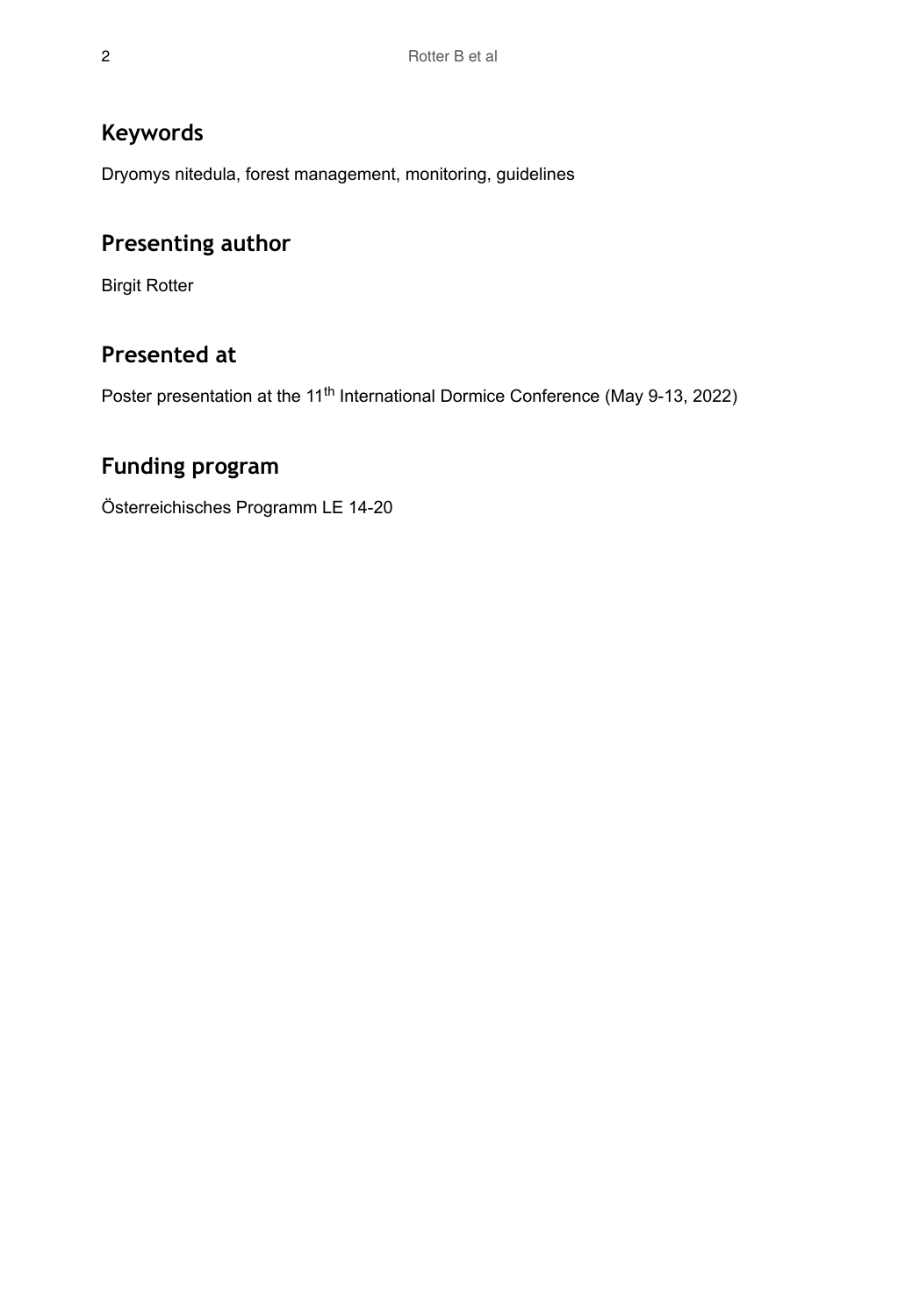## Keywords

Dryomys nitedula, forest management, monitoring, guidelines

## Presenting author

Birgit Rotter

## Presented at

Poster presentation at the 11th International Dormice Conference (May 9-13, 2022)

## Funding program

Österreichisches Programm LE 14-20